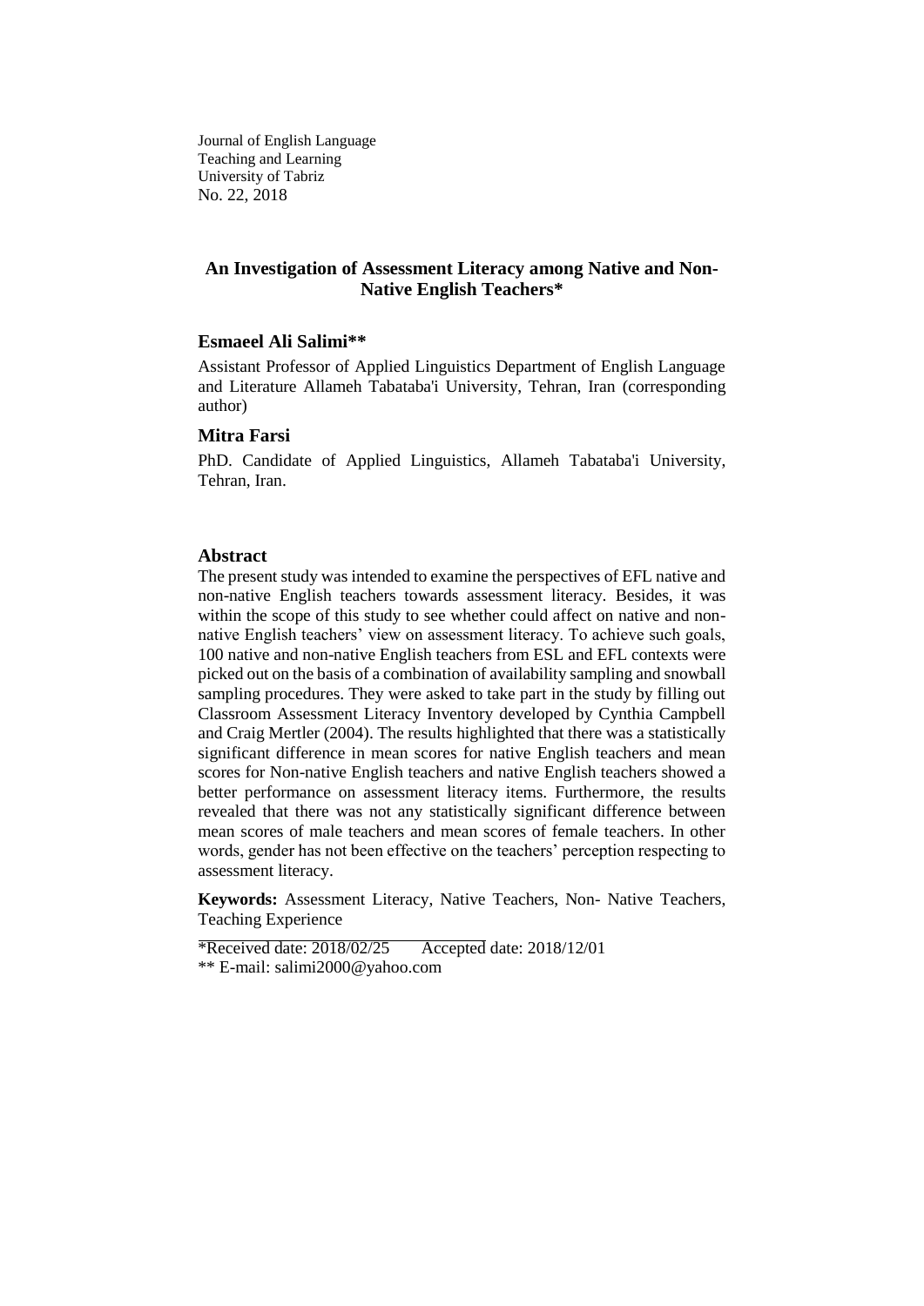Journal of English Language
Teaching and Learning
University of Tabriz
No. 22, 2018

# An Investigation of Assessment Literacy among Native and Non-Native English Teachers*

## Esmaeel Ali Salimi**

Assistant Professor of Applied Linguistics Department of English Language and Literature Allameh Tabataba'i University, Tehran, Iran (corresponding author)

## Mitra Farsi

PhD. Candidate of Applied Linguistics, Allameh Tabataba'i University, Tehran, Iran.

## Abstract

The present study was intended to examine the perspectives of EFL native and non-native English teachers towards assessment literacy. Besides, it was within the scope of this study to see whether could affect on native and non-native English teachers' view on assessment literacy. To achieve such goals, 100 native and non-native English teachers from ESL and EFL contexts were picked out on the basis of a combination of availability sampling and snowball sampling procedures. They were asked to take part in the study by filling out Classroom Assessment Literacy Inventory developed by Cynthia Campbell and Craig Mertler (2004). The results highlighted that there was a statistically significant difference in mean scores for native English teachers and mean scores for Non-native English teachers and native English teachers showed a better performance on assessment literacy items. Furthermore, the results revealed that there was not any statistically significant difference between mean scores of male teachers and mean scores of female teachers. In other words, gender has not been effective on the teachers' perception respecting to assessment literacy.

**Keywords:** Assessment Literacy, Native Teachers, Non- Native Teachers, Teaching Experience

*Received date: 2018/02/25 Accepted date: 2018/12/01
** E-mail: salimi2000@yahoo.com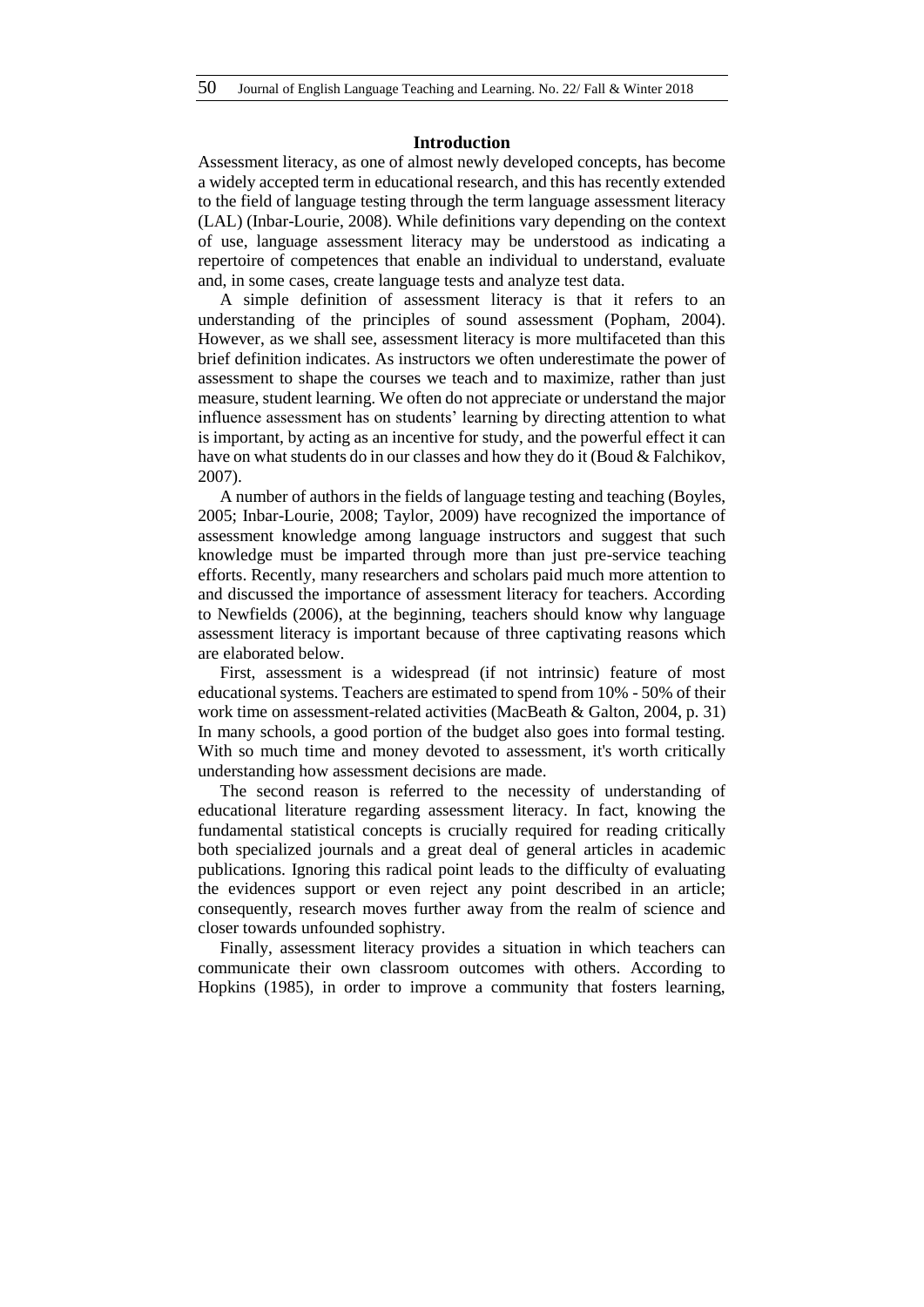## Introduction

Assessment literacy, as one of almost newly developed concepts, has become a widely accepted term in educational research, and this has recently extended to the field of language testing through the term language assessment literacy (LAL) (Inbar-Lourie, 2008). While definitions vary depending on the context of use, language assessment literacy may be understood as indicating a repertoire of competences that enable an individual to understand, evaluate and, in some cases, create language tests and analyze test data.

A simple definition of assessment literacy is that it refers to an understanding of the principles of sound assessment (Popham, 2004). However, as we shall see, assessment literacy is more multifaceted than this brief definition indicates. As instructors we often underestimate the power of assessment to shape the courses we teach and to maximize, rather than just measure, student learning. We often do not appreciate or understand the major influence assessment has on students' learning by directing attention to what is important, by acting as an incentive for study, and the powerful effect it can have on what students do in our classes and how they do it (Boud & Falchikov, 2007).

A number of authors in the fields of language testing and teaching (Boyles, 2005; Inbar-Lourie, 2008; Taylor, 2009) have recognized the importance of assessment knowledge among language instructors and suggest that such knowledge must be imparted through more than just pre-service teaching efforts. Recently, many researchers and scholars paid much more attention to and discussed the importance of assessment literacy for teachers. According to Newfields (2006), at the beginning, teachers should know why language assessment literacy is important because of three captivating reasons which are elaborated below.

First, assessment is a widespread (if not intrinsic) feature of most educational systems. Teachers are estimated to spend from 10% - 50% of their work time on assessment-related activities (MacBeath & Galton, 2004, p. 31) In many schools, a good portion of the budget also goes into formal testing. With so much time and money devoted to assessment, it's worth critically understanding how assessment decisions are made.

The second reason is referred to the necessity of understanding of educational literature regarding assessment literacy. In fact, knowing the fundamental statistical concepts is crucially required for reading critically both specialized journals and a great deal of general articles in academic publications. Ignoring this radical point leads to the difficulty of evaluating the evidences support or even reject any point described in an article; consequently, research moves further away from the realm of science and closer towards unfounded sophistry.

Finally, assessment literacy provides a situation in which teachers can communicate their own classroom outcomes with others. According to Hopkins (1985), in order to improve a community that fosters learning,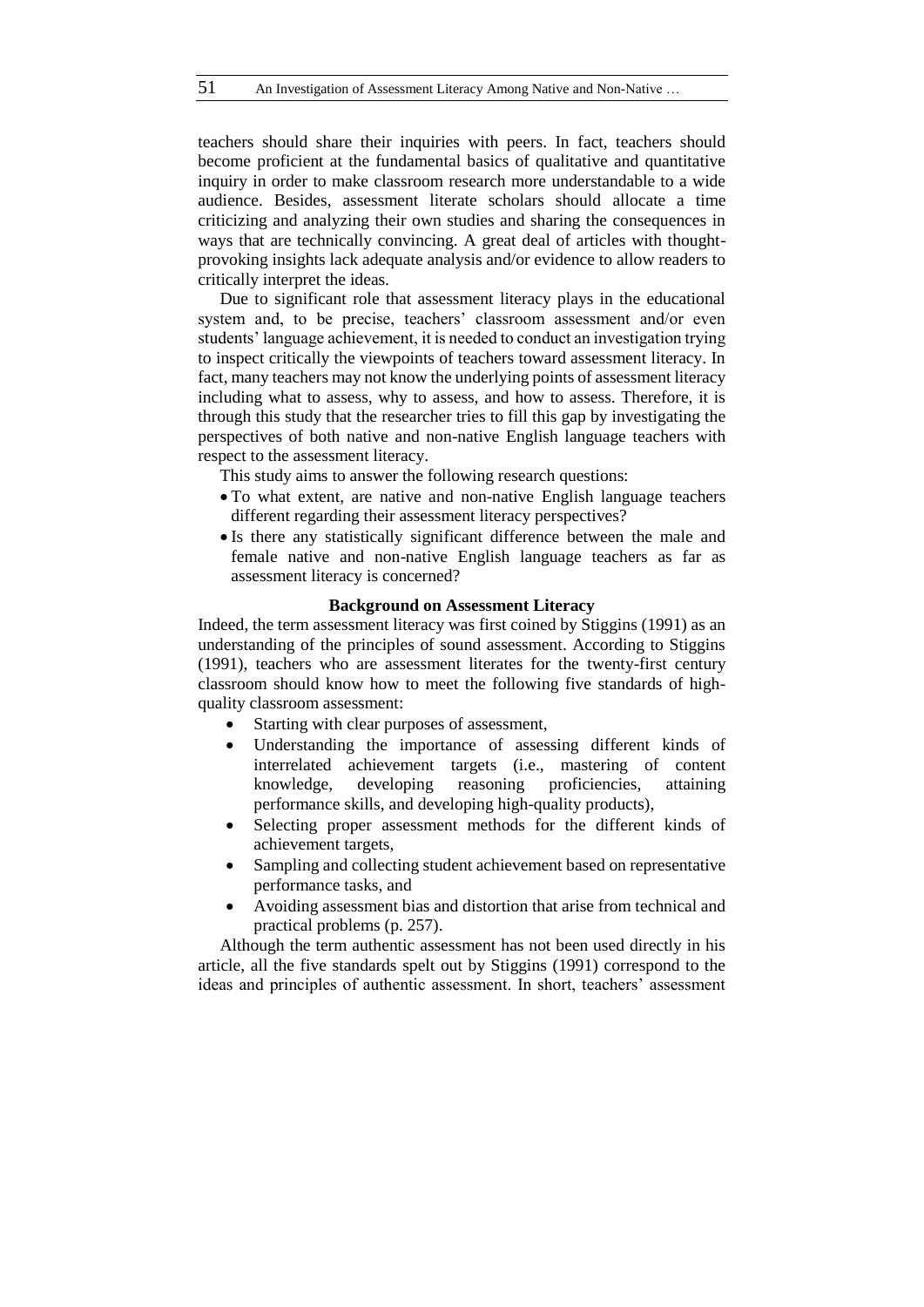teachers should share their inquiries with peers. In fact, teachers should become proficient at the fundamental basics of qualitative and quantitative inquiry in order to make classroom research more understandable to a wide audience. Besides, assessment literate scholars should allocate a time criticizing and analyzing their own studies and sharing the consequences in ways that are technically convincing. A great deal of articles with thought-provoking insights lack adequate analysis and/or evidence to allow readers to critically interpret the ideas.

Due to significant role that assessment literacy plays in the educational system and, to be precise, teachers' classroom assessment and/or even students' language achievement, it is needed to conduct an investigation trying to inspect critically the viewpoints of teachers toward assessment literacy. In fact, many teachers may not know the underlying points of assessment literacy including what to assess, why to assess, and how to assess. Therefore, it is through this study that the researcher tries to fill this gap by investigating the perspectives of both native and non-native English language teachers with respect to the assessment literacy.

This study aims to answer the following research questions:

- To what extent, are native and non-native English language teachers different regarding their assessment literacy perspectives?
- Is there any statistically significant difference between the male and female native and non-native English language teachers as far as assessment literacy is concerned?

### Background on Assessment Literacy

Indeed, the term assessment literacy was first coined by Stiggins (1991) as an understanding of the principles of sound assessment. According to Stiggins (1991), teachers who are assessment literates for the twenty-first century classroom should know how to meet the following five standards of high-quality classroom assessment:

- Starting with clear purposes of assessment,
- Understanding the importance of assessing different kinds of interrelated achievement targets (i.e., mastering of content knowledge, developing reasoning proficiencies, attaining performance skills, and developing high-quality products),
- Selecting proper assessment methods for the different kinds of achievement targets,
- Sampling and collecting student achievement based on representative performance tasks, and
- Avoiding assessment bias and distortion that arise from technical and practical problems (p. 257).

Although the term authentic assessment has not been used directly in his article, all the five standards spelt out by Stiggins (1991) correspond to the ideas and principles of authentic assessment. In short, teachers' assessment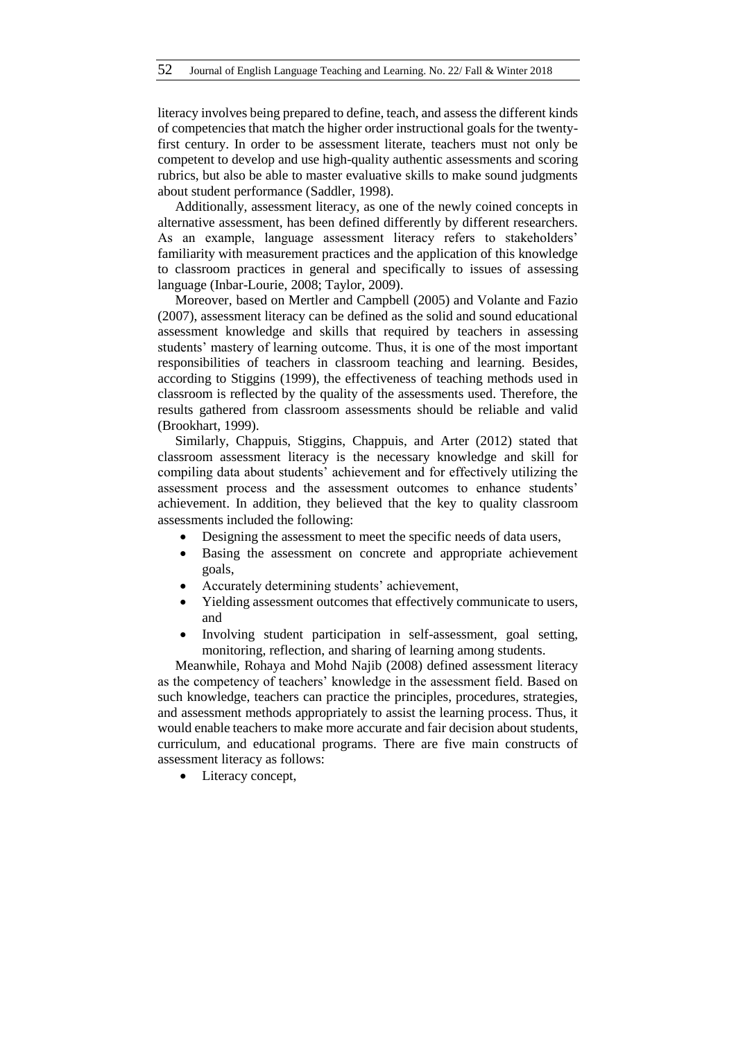literacy involves being prepared to define, teach, and assess the different kinds of competencies that match the higher order instructional goals for the twenty-first century. In order to be assessment literate, teachers must not only be competent to develop and use high-quality authentic assessments and scoring rubrics, but also be able to master evaluative skills to make sound judgments about student performance (Saddler, 1998).

Additionally, assessment literacy, as one of the newly coined concepts in alternative assessment, has been defined differently by different researchers. As an example, language assessment literacy refers to stakeholders' familiarity with measurement practices and the application of this knowledge to classroom practices in general and specifically to issues of assessing language (Inbar-Lourie, 2008; Taylor, 2009).

Moreover, based on Mertler and Campbell (2005) and Volante and Fazio (2007), assessment literacy can be defined as the solid and sound educational assessment knowledge and skills that required by teachers in assessing students' mastery of learning outcome. Thus, it is one of the most important responsibilities of teachers in classroom teaching and learning. Besides, according to Stiggins (1999), the effectiveness of teaching methods used in classroom is reflected by the quality of the assessments used. Therefore, the results gathered from classroom assessments should be reliable and valid (Brookhart, 1999).

Similarly, Chappuis, Stiggins, Chappuis, and Arter (2012) stated that classroom assessment literacy is the necessary knowledge and skill for compiling data about students' achievement and for effectively utilizing the assessment process and the assessment outcomes to enhance students' achievement. In addition, they believed that the key to quality classroom assessments included the following:

- Designing the assessment to meet the specific needs of data users,
- Basing the assessment on concrete and appropriate achievement goals,
- Accurately determining students' achievement,
- Yielding assessment outcomes that effectively communicate to users, and
- Involving student participation in self-assessment, goal setting, monitoring, reflection, and sharing of learning among students.

Meanwhile, Rohaya and Mohd Najib (2008) defined assessment literacy as the competency of teachers' knowledge in the assessment field. Based on such knowledge, teachers can practice the principles, procedures, strategies, and assessment methods appropriately to assist the learning process. Thus, it would enable teachers to make more accurate and fair decision about students, curriculum, and educational programs. There are five main constructs of assessment literacy as follows:

- Literacy concept,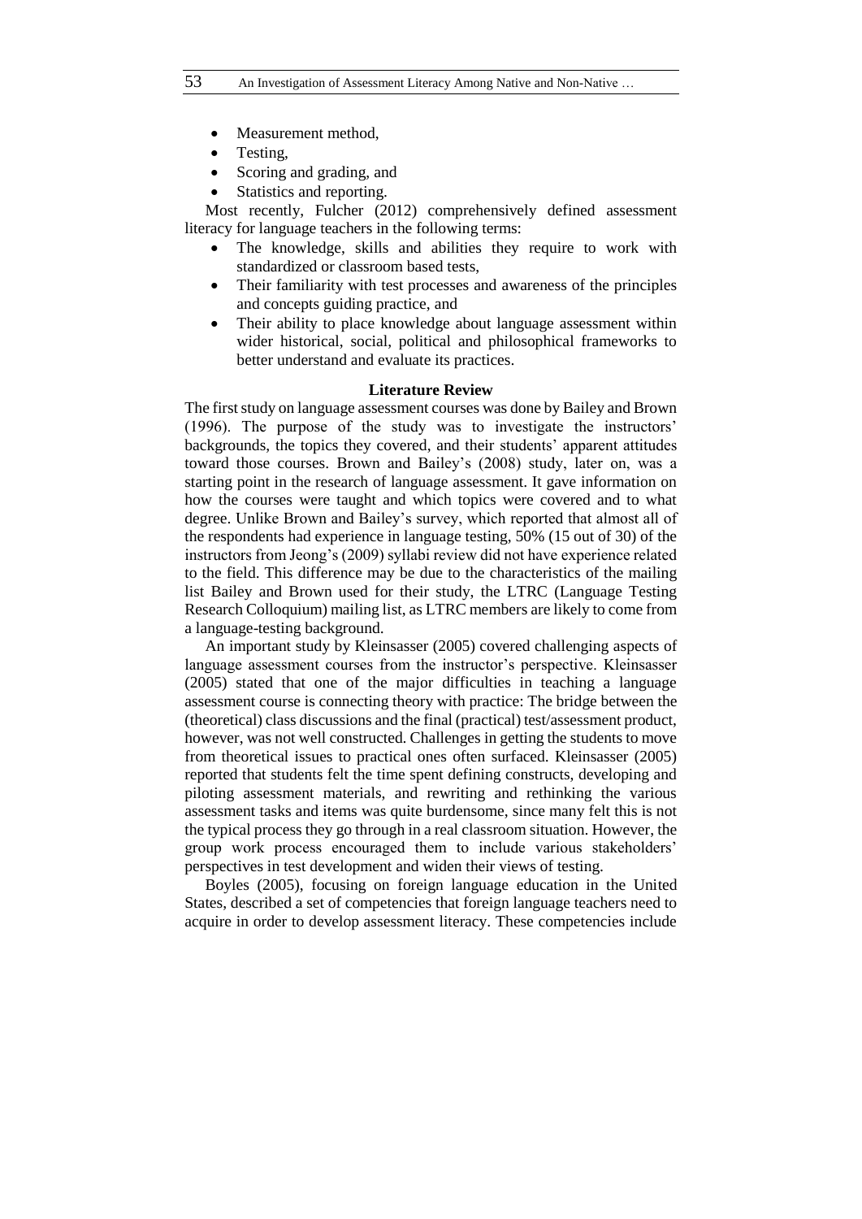- Measurement method,
- Testing,
- Scoring and grading, and
- Statistics and reporting.

Most recently, Fulcher (2012) comprehensively defined assessment literacy for language teachers in the following terms:

- The knowledge, skills and abilities they require to work with standardized or classroom based tests,
- Their familiarity with test processes and awareness of the principles and concepts guiding practice, and
- Their ability to place knowledge about language assessment within wider historical, social, political and philosophical frameworks to better understand and evaluate its practices.

## Literature Review

The first study on language assessment courses was done by Bailey and Brown (1996). The purpose of the study was to investigate the instructors' backgrounds, the topics they covered, and their students' apparent attitudes toward those courses. Brown and Bailey's (2008) study, later on, was a starting point in the research of language assessment. It gave information on how the courses were taught and which topics were covered and to what degree. Unlike Brown and Bailey's survey, which reported that almost all of the respondents had experience in language testing, 50% (15 out of 30) of the instructors from Jeong's (2009) syllabi review did not have experience related to the field. This difference may be due to the characteristics of the mailing list Bailey and Brown used for their study, the LTRC (Language Testing Research Colloquium) mailing list, as LTRC members are likely to come from a language-testing background.

An important study by Kleinsasser (2005) covered challenging aspects of language assessment courses from the instructor's perspective. Kleinsasser (2005) stated that one of the major difficulties in teaching a language assessment course is connecting theory with practice: The bridge between the (theoretical) class discussions and the final (practical) test/assessment product, however, was not well constructed. Challenges in getting the students to move from theoretical issues to practical ones often surfaced. Kleinsasser (2005) reported that students felt the time spent defining constructs, developing and piloting assessment materials, and rewriting and rethinking the various assessment tasks and items was quite burdensome, since many felt this is not the typical process they go through in a real classroom situation. However, the group work process encouraged them to include various stakeholders' perspectives in test development and widen their views of testing.

Boyles (2005), focusing on foreign language education in the United States, described a set of competencies that foreign language teachers need to acquire in order to develop assessment literacy. These competencies include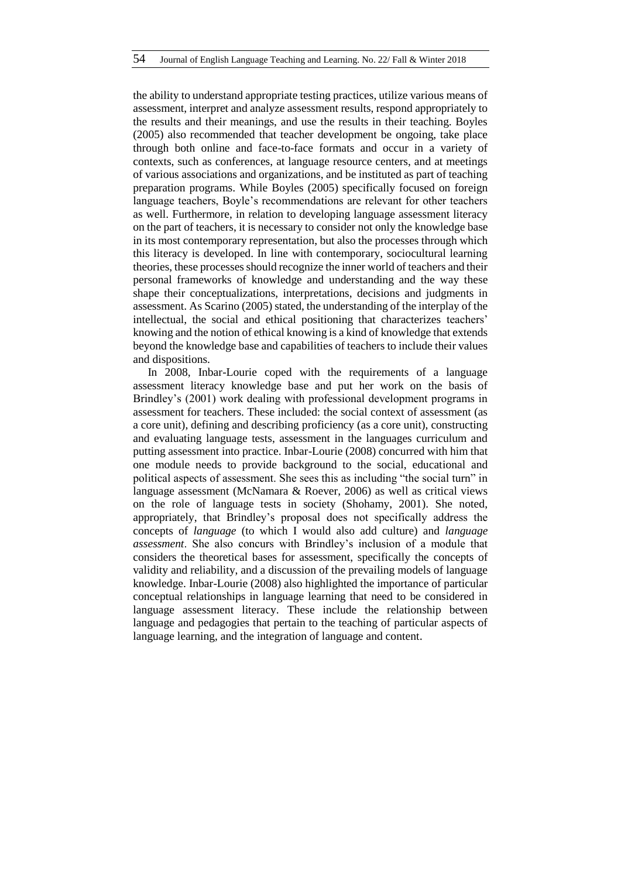the ability to understand appropriate testing practices, utilize various means of assessment, interpret and analyze assessment results, respond appropriately to the results and their meanings, and use the results in their teaching. Boyles (2005) also recommended that teacher development be ongoing, take place through both online and face-to-face formats and occur in a variety of contexts, such as conferences, at language resource centers, and at meetings of various associations and organizations, and be instituted as part of teaching preparation programs. While Boyles (2005) specifically focused on foreign language teachers, Boyle's recommendations are relevant for other teachers as well. Furthermore, in relation to developing language assessment literacy on the part of teachers, it is necessary to consider not only the knowledge base in its most contemporary representation, but also the processes through which this literacy is developed. In line with contemporary, sociocultural learning theories, these processes should recognize the inner world of teachers and their personal frameworks of knowledge and understanding and the way these shape their conceptualizations, interpretations, decisions and judgments in assessment. As Scarino (2005) stated, the understanding of the interplay of the intellectual, the social and ethical positioning that characterizes teachers' knowing and the notion of ethical knowing is a kind of knowledge that extends beyond the knowledge base and capabilities of teachers to include their values and dispositions.

In 2008, Inbar-Lourie coped with the requirements of a language assessment literacy knowledge base and put her work on the basis of Brindley's (2001) work dealing with professional development programs in assessment for teachers. These included: the social context of assessment (as a core unit), defining and describing proficiency (as a core unit), constructing and evaluating language tests, assessment in the languages curriculum and putting assessment into practice. Inbar-Lourie (2008) concurred with him that one module needs to provide background to the social, educational and political aspects of assessment. She sees this as including "the social turn" in language assessment (McNamara & Roever, 2006) as well as critical views on the role of language tests in society (Shohamy, 2001). She noted, appropriately, that Brindley's proposal does not specifically address the concepts of *language* (to which I would also add culture) and *language assessment*. She also concurs with Brindley's inclusion of a module that considers the theoretical bases for assessment, specifically the concepts of validity and reliability, and a discussion of the prevailing models of language knowledge. Inbar-Lourie (2008) also highlighted the importance of particular conceptual relationships in language learning that need to be considered in language assessment literacy. These include the relationship between language and pedagogies that pertain to the teaching of particular aspects of language learning, and the integration of language and content.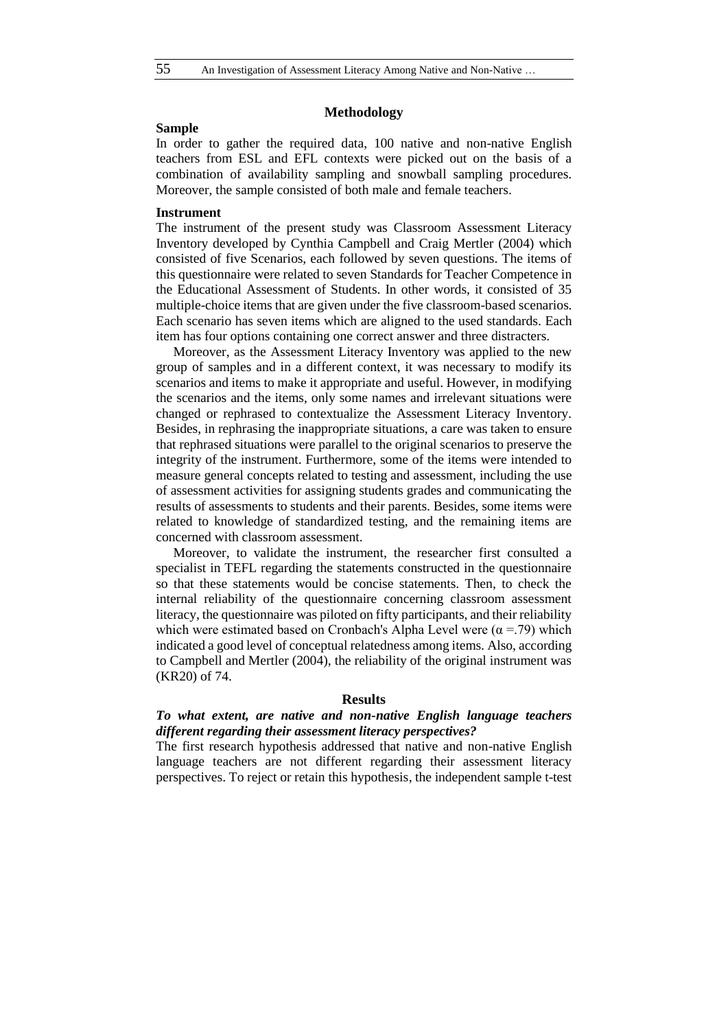## Methodology

### Sample

In order to gather the required data, 100 native and non-native English teachers from ESL and EFL contexts were picked out on the basis of a combination of availability sampling and snowball sampling procedures. Moreover, the sample consisted of both male and female teachers.

### Instrument

The instrument of the present study was Classroom Assessment Literacy Inventory developed by Cynthia Campbell and Craig Mertler (2004) which consisted of five Scenarios, each followed by seven questions. The items of this questionnaire were related to seven Standards for Teacher Competence in the Educational Assessment of Students. In other words, it consisted of 35 multiple-choice items that are given under the five classroom-based scenarios. Each scenario has seven items which are aligned to the used standards. Each item has four options containing one correct answer and three distracters.

Moreover, as the Assessment Literacy Inventory was applied to the new group of samples and in a different context, it was necessary to modify its scenarios and items to make it appropriate and useful. However, in modifying the scenarios and the items, only some names and irrelevant situations were changed or rephrased to contextualize the Assessment Literacy Inventory. Besides, in rephrasing the inappropriate situations, a care was taken to ensure that rephrased situations were parallel to the original scenarios to preserve the integrity of the instrument. Furthermore, some of the items were intended to measure general concepts related to testing and assessment, including the use of assessment activities for assigning students grades and communicating the results of assessments to students and their parents. Besides, some items were related to knowledge of standardized testing, and the remaining items are concerned with classroom assessment.

Moreover, to validate the instrument, the researcher first consulted a specialist in TEFL regarding the statements constructed in the questionnaire so that these statements would be concise statements. Then, to check the internal reliability of the questionnaire concerning classroom assessment literacy, the questionnaire was piloted on fifty participants, and their reliability which were estimated based on Cronbach's Alpha Level were ($\alpha$ =.79) which indicated a good level of conceptual relatedness among items. Also, according to Campbell and Mertler (2004), the reliability of the original instrument was (KR20) of 74.

## Results

***To what extent, are native and non-native English language teachers different regarding their assessment literacy perspectives?***

The first research hypothesis addressed that native and non-native English language teachers are not different regarding their assessment literacy perspectives. To reject or retain this hypothesis, the independent sample t-test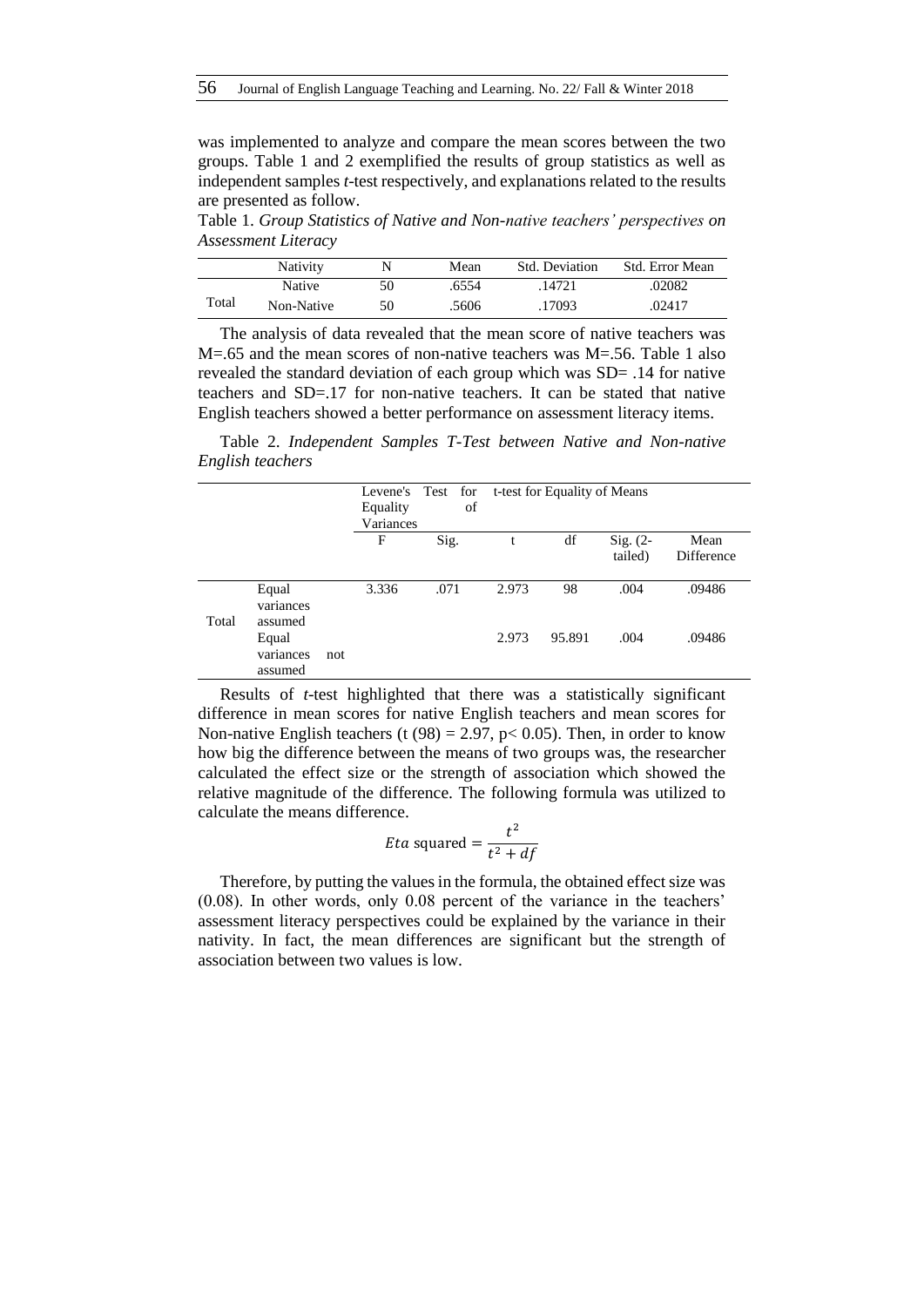was implemented to analyze and compare the mean scores between the two groups. Table 1 and 2 exemplified the results of group statistics as well as independent samples *t*-test respectively, and explanations related to the results are presented as follow.

Table 1. *Group Statistics of Native and Non-native teachers' perspectives on Assessment Literacy*

| | Nativity | N | Mean | Std. Deviation | Std. Error Mean |
|---|---|---|---|---|---|
| Total | Native | 50 | .6554 | .14721 | .02082 |
| | Non-Native | 50 | .5606 | .17093 | .02417 |

The analysis of data revealed that the mean score of native teachers was M=.65 and the mean scores of non-native teachers was M=.56. Table 1 also revealed the standard deviation of each group which was SD= .14 for native teachers and SD=.17 for non-native teachers. It can be stated that native English teachers showed a better performance on assessment literacy items.

Table 2. *Independent Samples T-Test between Native and Non-native English teachers*

| | | Levene's Test for Equality of Variances | | t-test for Equality of Means | | | |
|---|---|---|---|---|---|---|---|
| | | F | Sig. | t | df | Sig. (2-tailed) | Mean Difference |
| Total | Equal variances assumed | 3.336 | .071 | 2.973 | 98 | .004 | .09486 |
| | Equal variances not assumed | | | 2.973 | 95.891 | .004 | .09486 |

Results of *t*-test highlighted that there was a statistically significant difference in mean scores for native English teachers and mean scores for Non-native English teachers ($t\ (98) = 2.97$, $p< 0.05$). Then, in order to know how big the difference between the means of two groups was, the researcher calculated the effect size or the strength of association which showed the relative magnitude of the difference. The following formula was utilized to calculate the means difference.

$$Eta \text{ squared} = \frac{t^2}{t^2 + df}$$

Therefore, by putting the values in the formula, the obtained effect size was (0.08). In other words, only 0.08 percent of the variance in the teachers' assessment literacy perspectives could be explained by the variance in their nativity. In fact, the mean differences are significant but the strength of association between two values is low.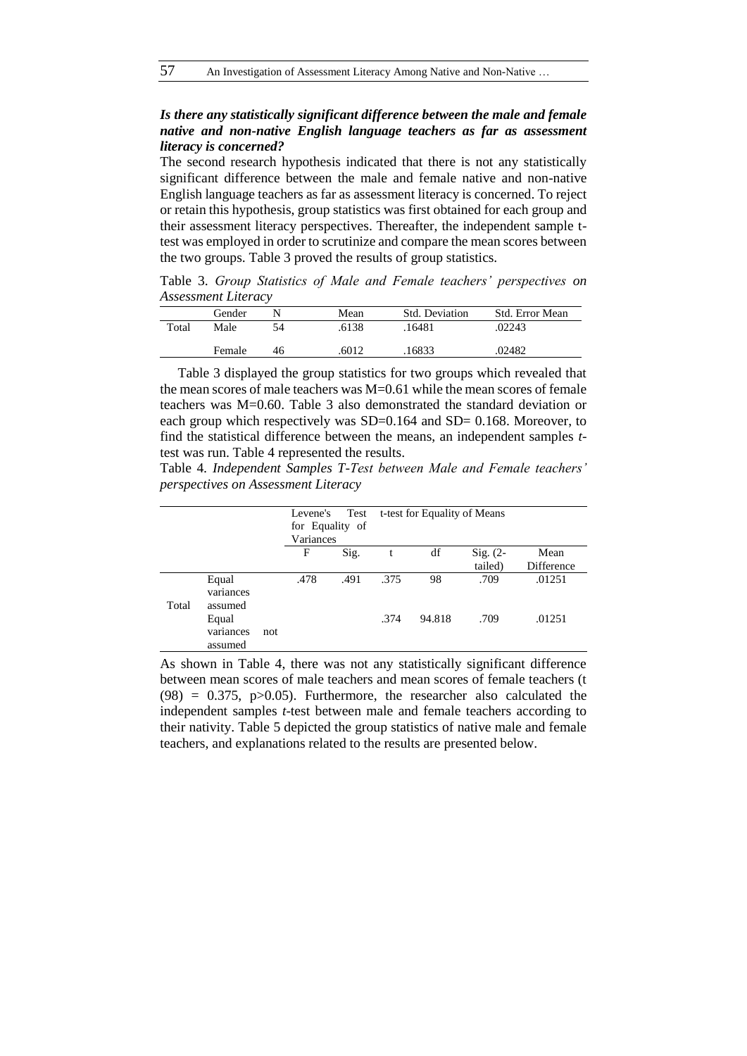### *Is there any statistically significant difference between the male and female native and non-native English language teachers as far as assessment literacy is concerned?*

The second research hypothesis indicated that there is not any statistically significant difference between the male and female native and non-native English language teachers as far as assessment literacy is concerned. To reject or retain this hypothesis, group statistics was first obtained for each group and their assessment literacy perspectives. Thereafter, the independent sample t-test was employed in order to scrutinize and compare the mean scores between the two groups. Table 3 proved the results of group statistics.

Table 3. *Group Statistics of Male and Female teachers' perspectives on Assessment Literacy*

| | Gender | N | Mean | Std. Deviation | Std. Error Mean |
|---|---|---|---|---|---|
| Total | Male | 54 | .6138 | .16481 | .02243 |
| | Female | 46 | .6012 | .16833 | .02482 |

Table 3 displayed the group statistics for two groups which revealed that the mean scores of male teachers was M=0.61 while the mean scores of female teachers was M=0.60. Table 3 also demonstrated the standard deviation or each group which respectively was SD=0.164 and SD= 0.168. Moreover, to find the statistical difference between the means, an independent samples *t*-test was run. Table 4 represented the results.

Table 4. *Independent Samples T-Test between Male and Female teachers' perspectives on Assessment Literacy*

| | | Levene's Test for Equality of Variances | | t-test for Equality of Means | | | |
|---|---|---|---|---|---|---|---|
| | | F | Sig. | t | df | Sig. (2-tailed) | Mean Difference |
| Total | Equal variances assumed | .478 | .491 | .375 | 98 | .709 | .01251 |
| | Equal variances not assumed | | | .374 | 94.818 | .709 | .01251 |

As shown in Table 4, there was not any statistically significant difference between mean scores of male teachers and mean scores of female teachers ($t(98) = 0.375$, $p>0.05$). Furthermore, the researcher also calculated the independent samples *t*-test between male and female teachers according to their nativity. Table 5 depicted the group statistics of native male and female teachers, and explanations related to the results are presented below.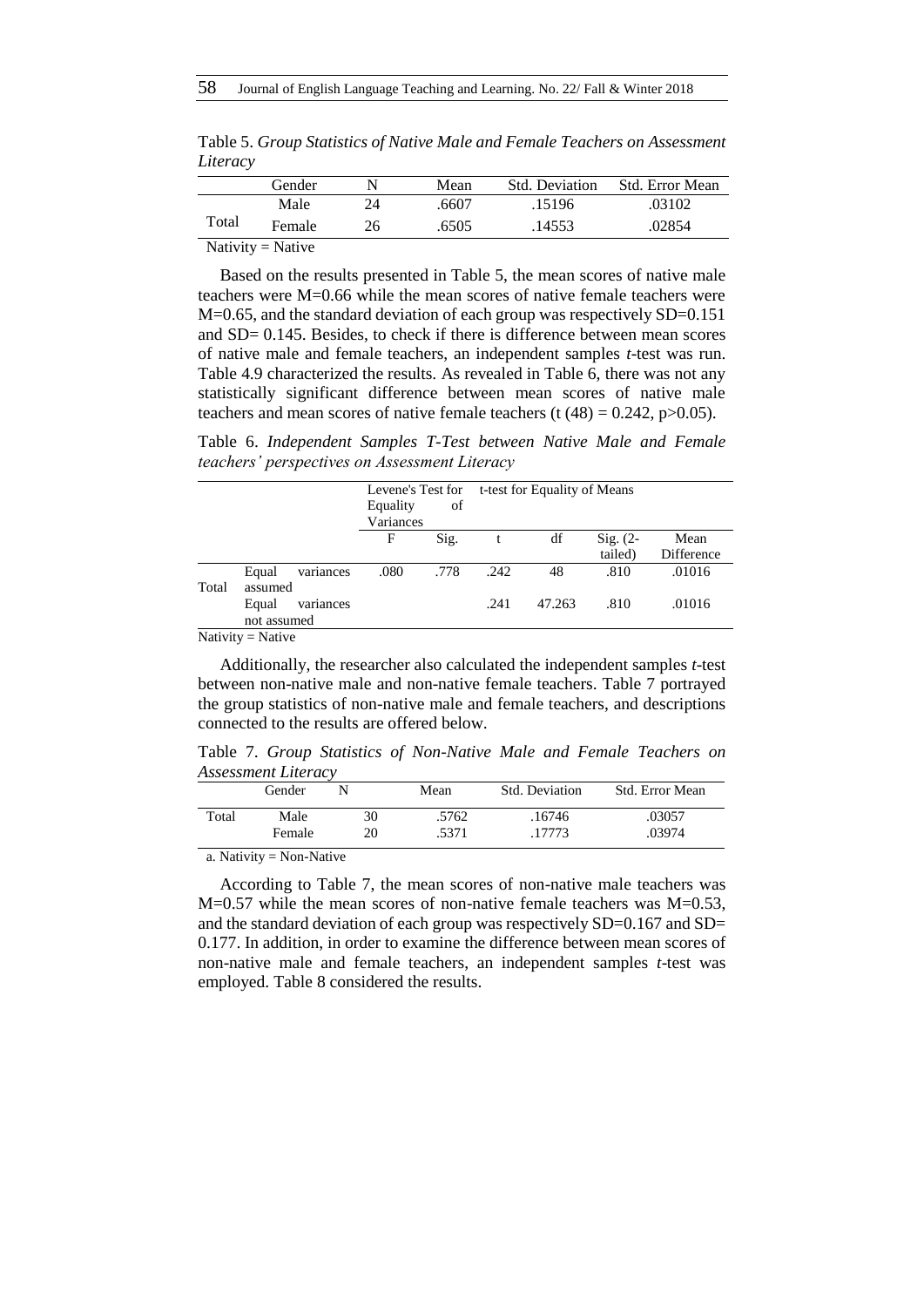Table 5. *Group Statistics of Native Male and Female Teachers on Assessment Literacy*

| | Gender | N | Mean | Std. Deviation | Std. Error Mean |
|---|---|---|---|---|---|
| Total | Male | 24 | .6607 | .15196 | .03102 |
| | Female | 26 | .6505 | .14553 | .02854 |

Nativity = Native

Based on the results presented in Table 5, the mean scores of native male teachers were M=0.66 while the mean scores of native female teachers were M=0.65, and the standard deviation of each group was respectively SD=0.151 and SD= 0.145. Besides, to check if there is difference between mean scores of native male and female teachers, an independent samples *t*-test was run. Table 4.9 characterized the results. As revealed in Table 6, there was not any statistically significant difference between mean scores of native male teachers and mean scores of native female teachers ($t(48) = 0.242$, $p>0.05$).

Table 6. *Independent Samples T-Test between Native Male and Female teachers' perspectives on Assessment Literacy*

| | | Levene's Test for Equality of Variances | | t-test for Equality of Means | | | |
|---|---|---|---|---|---|---|---|
| | | F | Sig. | t | df | Sig. (2-tailed) | Mean Difference |
| Total | Equal variances assumed | .080 | .778 | .242 | 48 | .810 | .01016 |
| | Equal variances not assumed | | | .241 | 47.263 | .810 | .01016 |

Nativity = Native

Additionally, the researcher also calculated the independent samples *t*-test between non-native male and non-native female teachers. Table 7 portrayed the group statistics of non-native male and female teachers, and descriptions connected to the results are offered below.

Table 7. *Group Statistics of Non-Native Male and Female Teachers on Assessment Literacy*

| | Gender | N | Mean | Std. Deviation | Std. Error Mean |
|---|---|---|---|---|---|
| Total | Male | 30 | .5762 | .16746 | .03057 |
| | Female | 20 | .5371 | .17773 | .03974 |

a. Nativity = Non-Native

According to Table 7, the mean scores of non-native male teachers was M=0.57 while the mean scores of non-native female teachers was M=0.53, and the standard deviation of each group was respectively SD=0.167 and SD= 0.177. In addition, in order to examine the difference between mean scores of non-native male and female teachers, an independent samples *t*-test was employed. Table 8 considered the results.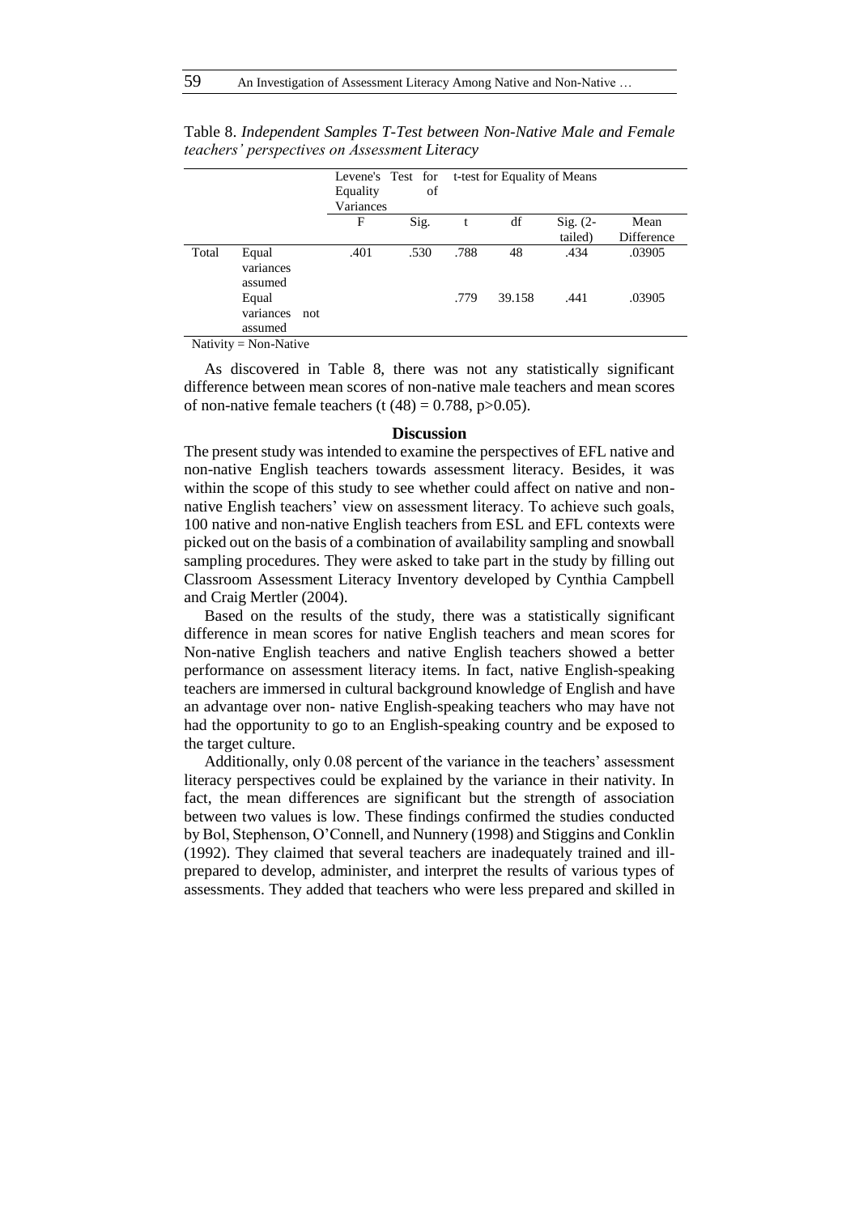Table 8. *Independent Samples T-Test between Non-Native Male and Female teachers' perspectives on Assessment Literacy*

| | | Levene's Test for Equality of Variances | | t-test for Equality of Means | | | |
|---|---|---|---|---|---|---|---|
| | | F | Sig. | t | df | Sig. (2-tailed) | Mean Difference |
| Total | Equal variances assumed | .401 | .530 | .788 | 48 | .434 | .03905 |
| | Equal variances not assumed | | | .779 | 39.158 | .441 | .03905 |

Nativity = Non-Native

As discovered in Table 8, there was not any statistically significant difference between mean scores of non-native male teachers and mean scores of non-native female teachers ($t\ (48) = 0.788$, $p>0.05$).

## Discussion

The present study was intended to examine the perspectives of EFL native and non-native English teachers towards assessment literacy. Besides, it was within the scope of this study to see whether could affect on native and non-native English teachers' view on assessment literacy. To achieve such goals, 100 native and non-native English teachers from ESL and EFL contexts were picked out on the basis of a combination of availability sampling and snowball sampling procedures. They were asked to take part in the study by filling out Classroom Assessment Literacy Inventory developed by Cynthia Campbell and Craig Mertler (2004).

Based on the results of the study, there was a statistically significant difference in mean scores for native English teachers and mean scores for Non-native English teachers and native English teachers showed a better performance on assessment literacy items. In fact, native English-speaking teachers are immersed in cultural background knowledge of English and have an advantage over non- native English-speaking teachers who may have not had the opportunity to go to an English-speaking country and be exposed to the target culture.

Additionally, only 0.08 percent of the variance in the teachers' assessment literacy perspectives could be explained by the variance in their nativity. In fact, the mean differences are significant but the strength of association between two values is low. These findings confirmed the studies conducted by Bol, Stephenson, O'Connell, and Nunnery (1998) and Stiggins and Conklin (1992). They claimed that several teachers are inadequately trained and ill-prepared to develop, administer, and interpret the results of various types of assessments. They added that teachers who were less prepared and skilled in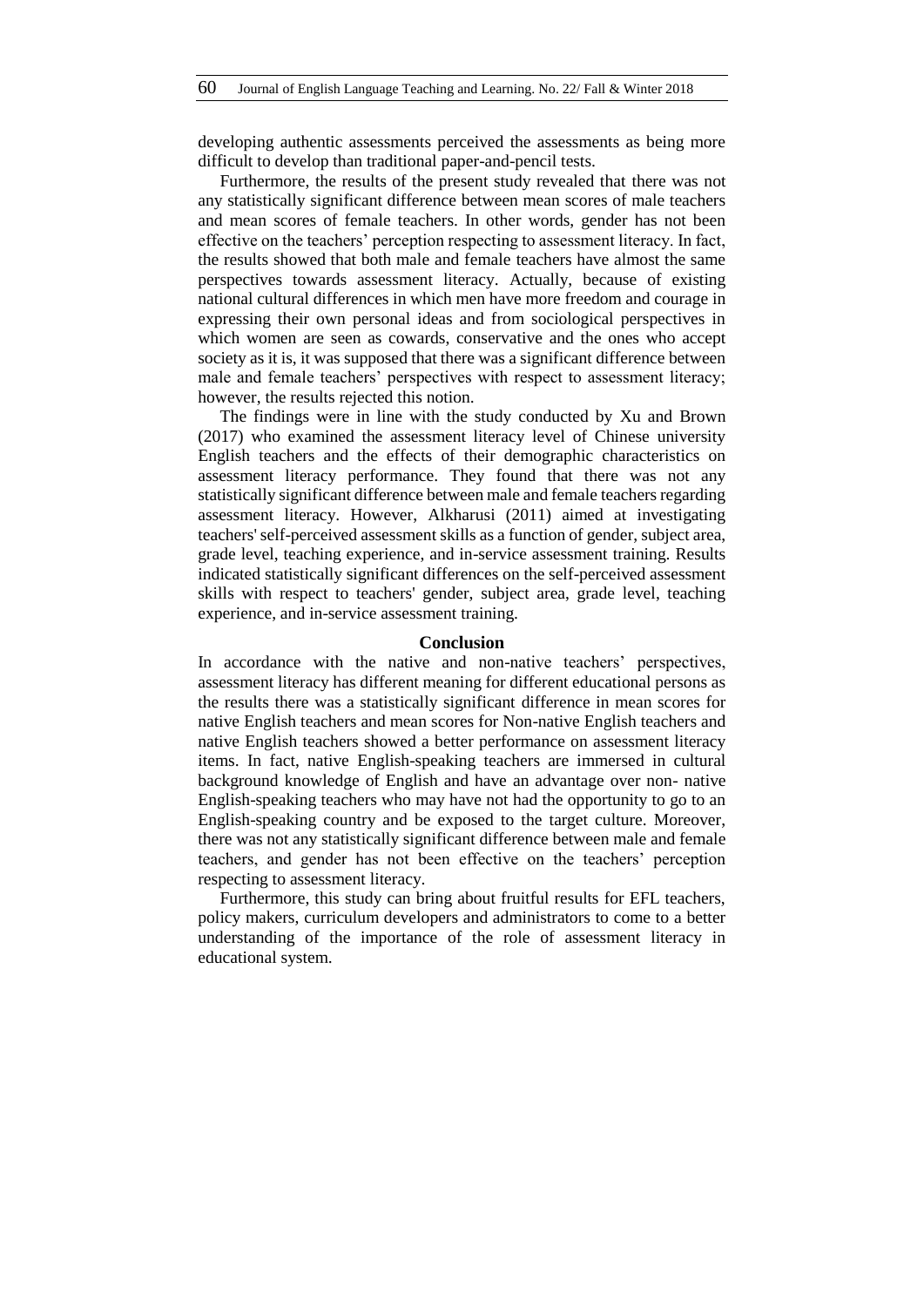developing authentic assessments perceived the assessments as being more difficult to develop than traditional paper-and-pencil tests.

Furthermore, the results of the present study revealed that there was not any statistically significant difference between mean scores of male teachers and mean scores of female teachers. In other words, gender has not been effective on the teachers' perception respecting to assessment literacy. In fact, the results showed that both male and female teachers have almost the same perspectives towards assessment literacy. Actually, because of existing national cultural differences in which men have more freedom and courage in expressing their own personal ideas and from sociological perspectives in which women are seen as cowards, conservative and the ones who accept society as it is, it was supposed that there was a significant difference between male and female teachers' perspectives with respect to assessment literacy; however, the results rejected this notion.

The findings were in line with the study conducted by Xu and Brown (2017) who examined the assessment literacy level of Chinese university English teachers and the effects of their demographic characteristics on assessment literacy performance. They found that there was not any statistically significant difference between male and female teachers regarding assessment literacy. However, Alkharusi (2011) aimed at investigating teachers' self-perceived assessment skills as a function of gender, subject area, grade level, teaching experience, and in-service assessment training. Results indicated statistically significant differences on the self-perceived assessment skills with respect to teachers' gender, subject area, grade level, teaching experience, and in-service assessment training.

## Conclusion

In accordance with the native and non-native teachers' perspectives, assessment literacy has different meaning for different educational persons as the results there was a statistically significant difference in mean scores for native English teachers and mean scores for Non-native English teachers and native English teachers showed a better performance on assessment literacy items. In fact, native English-speaking teachers are immersed in cultural background knowledge of English and have an advantage over non- native English-speaking teachers who may have not had the opportunity to go to an English-speaking country and be exposed to the target culture. Moreover, there was not any statistically significant difference between male and female teachers, and gender has not been effective on the teachers' perception respecting to assessment literacy.

Furthermore, this study can bring about fruitful results for EFL teachers, policy makers, curriculum developers and administrators to come to a better understanding of the importance of the role of assessment literacy in educational system.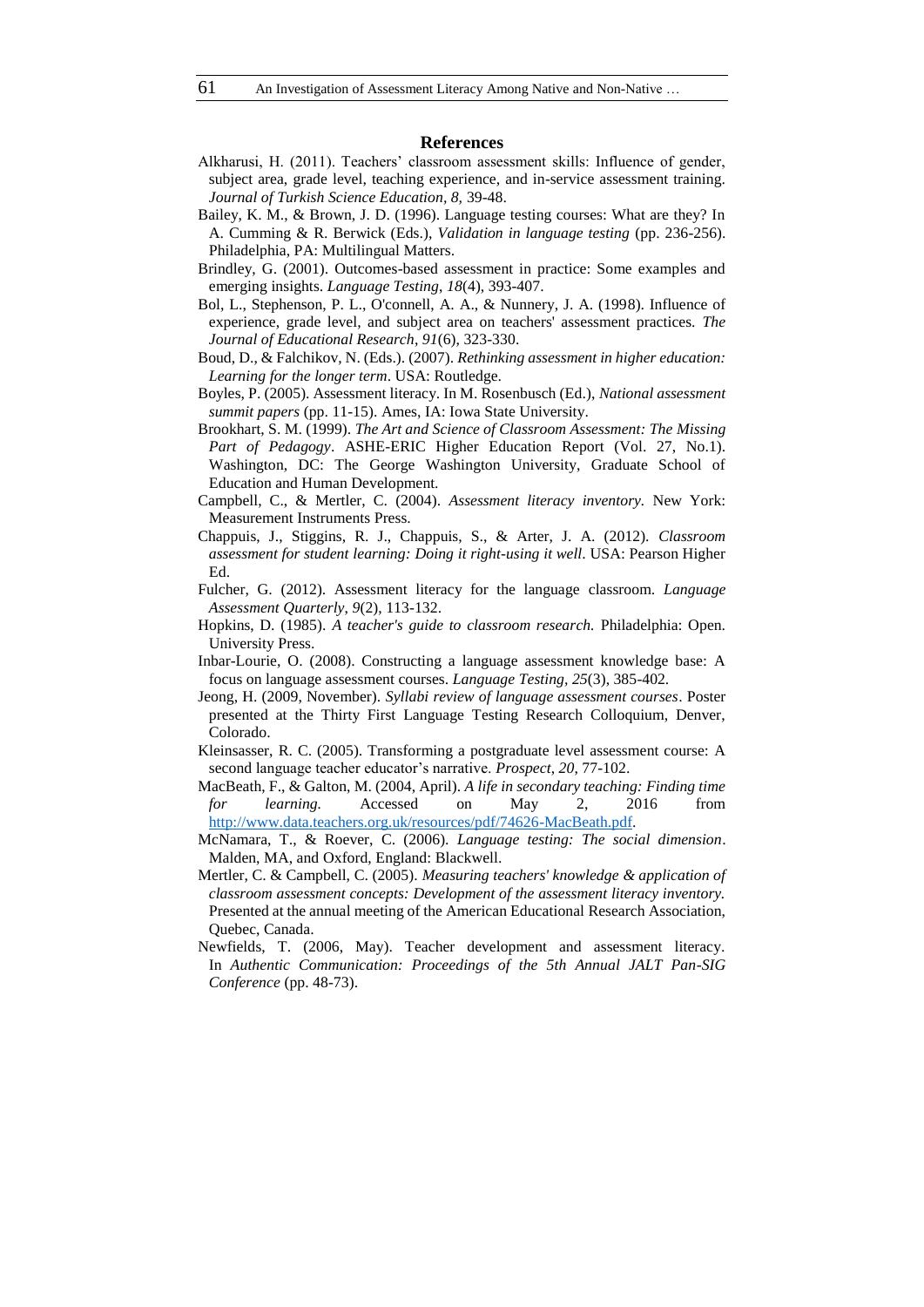## References

Alkharusi, H. (2011). Teachers' classroom assessment skills: Influence of gender, subject area, grade level, teaching experience, and in-service assessment training. *Journal of Turkish Science Education, 8,* 39-48.

Bailey, K. M., & Brown, J. D. (1996). Language testing courses: What are they? In A. Cumming & R. Berwick (Eds.), *Validation in language testing* (pp. 236-256). Philadelphia, PA: Multilingual Matters.

Brindley, G. (2001). Outcomes-based assessment in practice: Some examples and emerging insights. *Language Testing*, *18*(4), 393-407.

Bol, L., Stephenson, P. L., O'connell, A. A., & Nunnery, J. A. (1998). Influence of experience, grade level, and subject area on teachers' assessment practices. *The Journal of Educational Research*, *91*(6), 323-330.

Boud, D., & Falchikov, N. (Eds.). (2007). *Rethinking assessment in higher education: Learning for the longer term*. USA: Routledge.

Boyles, P. (2005). Assessment literacy. In M. Rosenbusch (Ed.), *National assessment summit papers* (pp. 11-15). Ames, IA: Iowa State University.

Brookhart, S. M. (1999). *The Art and Science of Classroom Assessment: The Missing Part of Pedagogy*. ASHE-ERIC Higher Education Report (Vol. 27, No.1). Washington, DC: The George Washington University, Graduate School of Education and Human Development.

Campbell, C., & Mertler, C. (2004). *Assessment literacy inventory*. New York: Measurement Instruments Press.

Chappuis, J., Stiggins, R. J., Chappuis, S., & Arter, J. A. (2012). *Classroom assessment for student learning: Doing it right-using it well*. USA: Pearson Higher Ed.

Fulcher, G. (2012). Assessment literacy for the language classroom. *Language Assessment Quarterly*, *9*(2), 113-132.

Hopkins, D. (1985). *A teacher's guide to classroom research.* Philadelphia: Open. University Press.

Inbar-Lourie, O. (2008). Constructing a language assessment knowledge base: A focus on language assessment courses. *Language Testing*, *25*(3), 385-402.

Jeong, H. (2009, November). *Syllabi review of language assessment courses*. Poster presented at the Thirty First Language Testing Research Colloquium, Denver, Colorado.

Kleinsasser, R. C. (2005). Transforming a postgraduate level assessment course: A second language teacher educator's narrative. *Prospect, 20,* 77-102.

MacBeath, F., & Galton, M. (2004, April). *A life in secondary teaching: Finding time for learning.* Accessed on May 2, 2016 from http://www.data.teachers.org.uk/resources/pdf/74626-MacBeath.pdf.

McNamara, T., & Roever, C. (2006). *Language testing: The social dimension*. Malden, MA, and Oxford, England: Blackwell.

Mertler, C. & Campbell, C. (2005). *Measuring teachers' knowledge & application of classroom assessment concepts: Development of the assessment literacy inventory.* Presented at the annual meeting of the American Educational Research Association, Quebec, Canada.

Newfields, T. (2006, May). Teacher development and assessment literacy. In *Authentic Communication: Proceedings of the 5th Annual JALT Pan-SIG Conference* (pp. 48-73).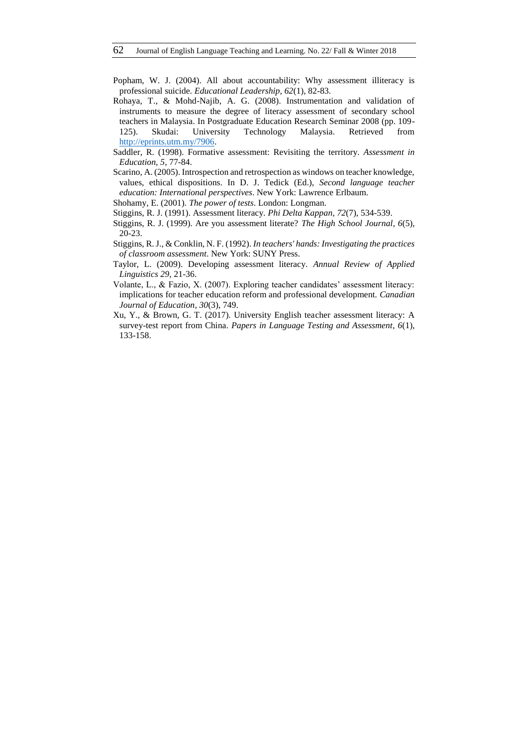Popham, W. J. (2004). All about accountability: Why assessment illiteracy is professional suicide. *Educational Leadership, 62*(1), 82-83.

Rohaya, T., & Mohd-Najib, A. G. (2008). Instrumentation and validation of instruments to measure the degree of literacy assessment of secondary school teachers in Malaysia. In Postgraduate Education Research Seminar 2008 (pp. 109-125). Skudai: University Technology Malaysia. Retrieved from http://eprints.utm.my/7906.

Saddler, R. (1998). Formative assessment: Revisiting the territory. *Assessment in Education, 5*, 77-84.

Scarino, A. (2005). Introspection and retrospection as windows on teacher knowledge, values, ethical dispositions. In D. J. Tedick (Ed.), *Second language teacher education: International perspectives*. New York: Lawrence Erlbaum.

Shohamy, E. (2001). *The power of tests*. London: Longman.

Stiggins, R. J. (1991). Assessment literacy. *Phi Delta Kappan*, *72*(7), 534-539.

Stiggins, R. J. (1999). Are you assessment literate? *The High School Journal*, *6*(5), 20-23.

Stiggins, R. J., & Conklin, N. F. (1992). *In teachers' hands: Investigating the practices of classroom assessment*. New York: SUNY Press.

Taylor, L. (2009). Developing assessment literacy. *Annual Review of Applied Linguistics 29*, 21-36.

Volante, L., & Fazio, X. (2007). Exploring teacher candidates' assessment literacy: implications for teacher education reform and professional development. *Canadian Journal of Education*, *30*(3), 749.

Xu, Y., & Brown, G. T. (2017). University English teacher assessment literacy: A survey-test report from China. *Papers in Language Testing and Assessment*, *6*(1), 133-158.